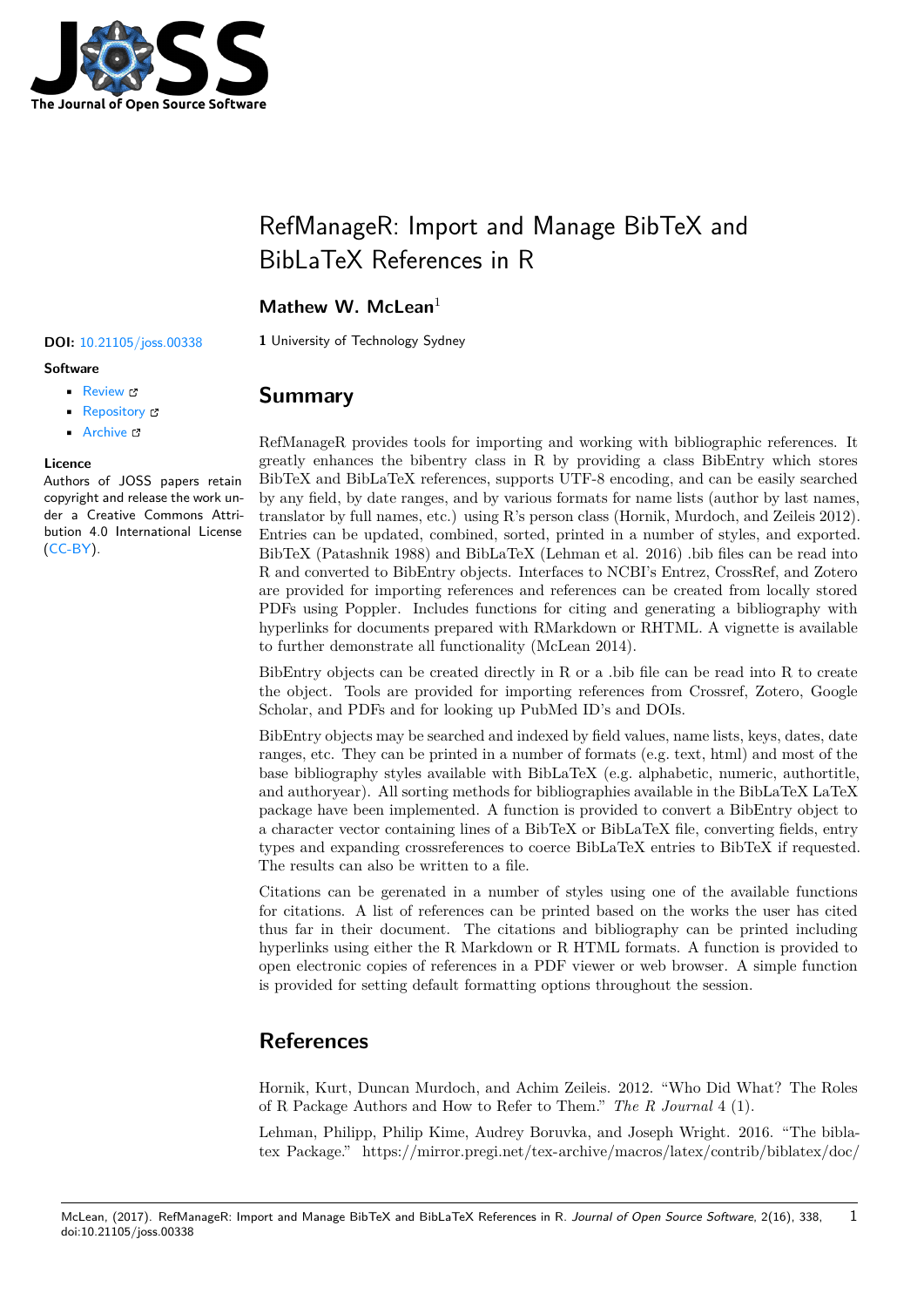# RefManageR: Import and Manage BibTeX and BibLaTeX References in R

**Mathew W. McLean**[1]

**1** University of Technology Sydney

**DOI:** 10.21105/joss.00338

**Software**

- Review
- Repository
- Archive

**Licence**

Authors of JOSS papers retain copyright and release the work under a Creative Commons Attribution 4.0 International License (CC-BY).

## Summary

RefManageR provides tools for importing and working with bibliographic references. It greatly enhances the bibentry class in R by providing a class BibEntry which stores BibTeX and BibLaTeX references, supports UTF-8 encoding, and can be easily searched by any field, by date ranges, and by various formats for name lists (author by last names, translator by full names, etc.) using R's person class (Hornik, Murdoch, and Zeileis 2012). Entries can be updated, combined, sorted, printed in a number of styles, and exported. BibTeX (Patashnik 1988) and BibLaTeX (Lehman et al. 2016) .bib files can be read into R and converted to BibEntry objects. Interfaces to NCBI's Entrez, CrossRef, and Zotero are provided for importing references and references can be created from locally stored PDFs using Poppler. Includes functions for citing and generating a bibliography with hyperlinks for documents prepared with RMarkdown or RHTML. A vignette is available to further demonstrate all functionality (McLean 2014).

BibEntry objects can be created directly in R or a .bib file can be read into R to create the object. Tools are provided for importing references from Crossref, Zotero, Google Scholar, and PDFs and for looking up PubMed ID's and DOIs.

BibEntry objects may be searched and indexed by field values, name lists, keys, dates, date ranges, etc. They can be printed in a number of formats (e.g. text, html) and most of the base bibliography styles available with BibLaTeX (e.g. alphabetic, numeric, authortitle, and authoryear). All sorting methods for bibliographies available in the BibLaTeX LaTeX package have been implemented. A function is provided to convert a BibEntry object to a character vector containing lines of a BibTeX or BibLaTeX file, converting fields, entry types and expanding crossreferences to coerce BibLaTeX entries to BibTeX if requested. The results can also be written to a file.

Citations can be gerenated in a number of styles using one of the available functions for citations. A list of references can be printed based on the works the user has cited thus far in their document. The citations and bibliography can be printed including hyperlinks using either the R Markdown or R HTML formats. A function is provided to open electronic copies of references in a PDF viewer or web browser. A simple function is provided for setting default formatting options throughout the session.

## References

Hornik, Kurt, Duncan Murdoch, and Achim Zeileis. 2012. "Who Did What? The Roles of R Package Authors and How to Refer to Them." *The R Journal* 4 (1).

Lehman, Philipp, Philip Kime, Audrey Boruvka, and Joseph Wright. 2016. "The biblatex Package." https://mirror.pregi.net/tex-archive/macros/latex/contrib/biblatex/doc/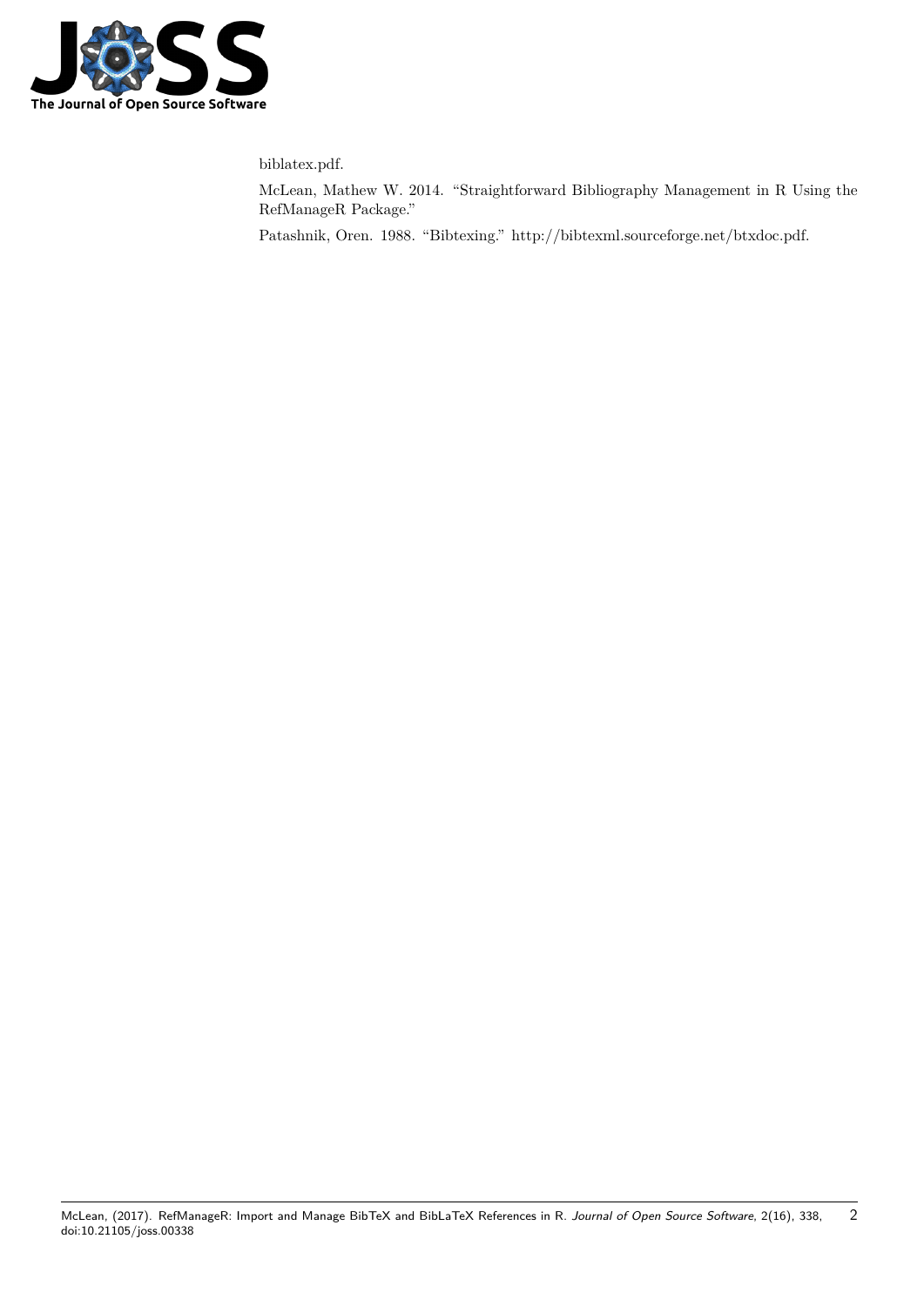biblatex.pdf.

McLean, Mathew W. 2014. "Straightforward Bibliography Management in R Using the RefManageR Package."

Patashnik, Oren. 1988. "Bibtexing." http://bibtexml.sourceforge.net/btxdoc.pdf.